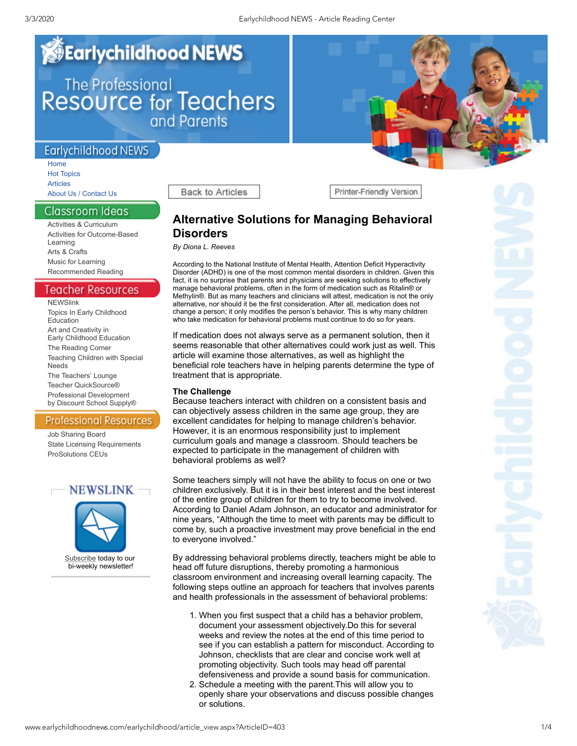# Alternative Solutions for Managing Behavioral Disorders

*By Diona L. Reeves*

According to the National Institute of Mental Health, Attention Deficit Hyperactivity Disorder (ADHD) is one of the most common mental disorders in children. Given this fact, it is no surprise that parents and physicians are seeking solutions to effectively manage behavioral problems, often in the form of medication such as Ritalin® or Methylin®. But as many teachers and clinicians will attest, medication is not the only alternative, nor should it be the first consideration. After all, medication does not change a person; it only modifies the person's behavior. This is why many children who take medication for behavioral problems must continue to do so for years.

If medication does not always serve as a permanent solution, then it seems reasonable that other alternatives could work just as well. This article will examine those alternatives, as well as highlight the beneficial role teachers have in helping parents determine the type of treatment that is appropriate.

**The Challenge**

Because teachers interact with children on a consistent basis and can objectively assess children in the same age group, they are excellent candidates for helping to manage children's behavior. However, it is an enormous responsibility just to implement curriculum goals and manage a classroom. Should teachers be expected to participate in the management of children with behavioral problems as well?

Some teachers simply will not have the ability to focus on one or two children exclusively. But it is in their best interest and the best interest of the entire group of children for them to try to become involved. According to Daniel Adam Johnson, an educator and administrator for nine years, "Although the time to meet with parents may be difficult to come by, such a proactive investment may prove beneficial in the end to everyone involved."

By addressing behavioral problems directly, teachers might be able to head off future disruptions, thereby promoting a harmonious classroom environment and increasing overall learning capacity. The following steps outline an approach for teachers that involves parents and health professionals in the assessment of behavioral problems:

1. When you first suspect that a child has a behavior problem, document your assessment objectively.Do this for several weeks and review the notes at the end of this time period to see if you can establish a pattern for misconduct. According to Johnson, checklists that are clear and concise work well at promoting objectivity. Such tools may head off parental defensiveness and provide a sound basis for communication.
2. Schedule a meeting with the parent.This will allow you to openly share your observations and discuss possible changes or solutions.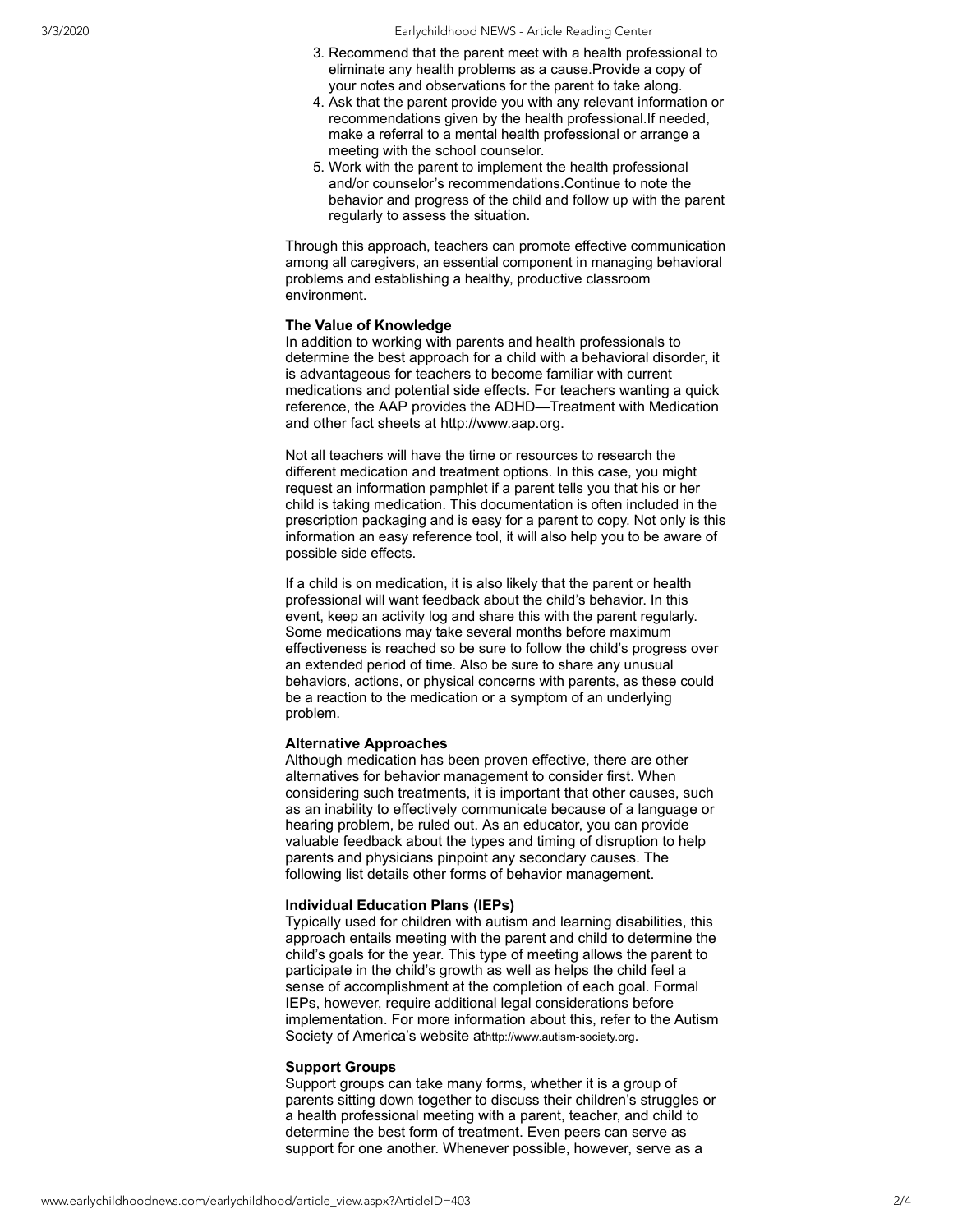3. Recommend that the parent meet with a health professional to eliminate any health problems as a cause.Provide a copy of your notes and observations for the parent to take along.
4. Ask that the parent provide you with any relevant information or recommendations given by the health professional.If needed, make a referral to a mental health professional or arrange a meeting with the school counselor.
5. Work with the parent to implement the health professional and/or counselor's recommendations.Continue to note the behavior and progress of the child and follow up with the parent regularly to assess the situation.

Through this approach, teachers can promote effective communication among all caregivers, an essential component in managing behavioral problems and establishing a healthy, productive classroom environment.

**The Value of Knowledge**

In addition to working with parents and health professionals to determine the best approach for a child with a behavioral disorder, it is advantageous for teachers to become familiar with current medications and potential side effects. For teachers wanting a quick reference, the AAP provides the ADHD—Treatment with Medication and other fact sheets at http://www.aap.org.

Not all teachers will have the time or resources to research the different medication and treatment options. In this case, you might request an information pamphlet if a parent tells you that his or her child is taking medication. This documentation is often included in the prescription packaging and is easy for a parent to copy. Not only is this information an easy reference tool, it will also help you to be aware of possible side effects.

If a child is on medication, it is also likely that the parent or health professional will want feedback about the child's behavior. In this event, keep an activity log and share this with the parent regularly. Some medications may take several months before maximum effectiveness is reached so be sure to follow the child's progress over an extended period of time. Also be sure to share any unusual behaviors, actions, or physical concerns with parents, as these could be a reaction to the medication or a symptom of an underlying problem.

**Alternative Approaches**

Although medication has been proven effective, there are other alternatives for behavior management to consider first. When considering such treatments, it is important that other causes, such as an inability to effectively communicate because of a language or hearing problem, be ruled out. As an educator, you can provide valuable feedback about the types and timing of disruption to help parents and physicians pinpoint any secondary causes. The following list details other forms of behavior management.

**Individual Education Plans (IEPs)**

Typically used for children with autism and learning disabilities, this approach entails meeting with the parent and child to determine the child's goals for the year. This type of meeting allows the parent to participate in the child's growth as well as helps the child feel a sense of accomplishment at the completion of each goal. Formal IEPs, however, require additional legal considerations before implementation. For more information about this, refer to the Autism Society of America's website athttp://www.autism-society.org.

**Support Groups**

Support groups can take many forms, whether it is a group of parents sitting down together to discuss their children's struggles or a health professional meeting with a parent, teacher, and child to determine the best form of treatment. Even peers can serve as support for one another. Whenever possible, however, serve as a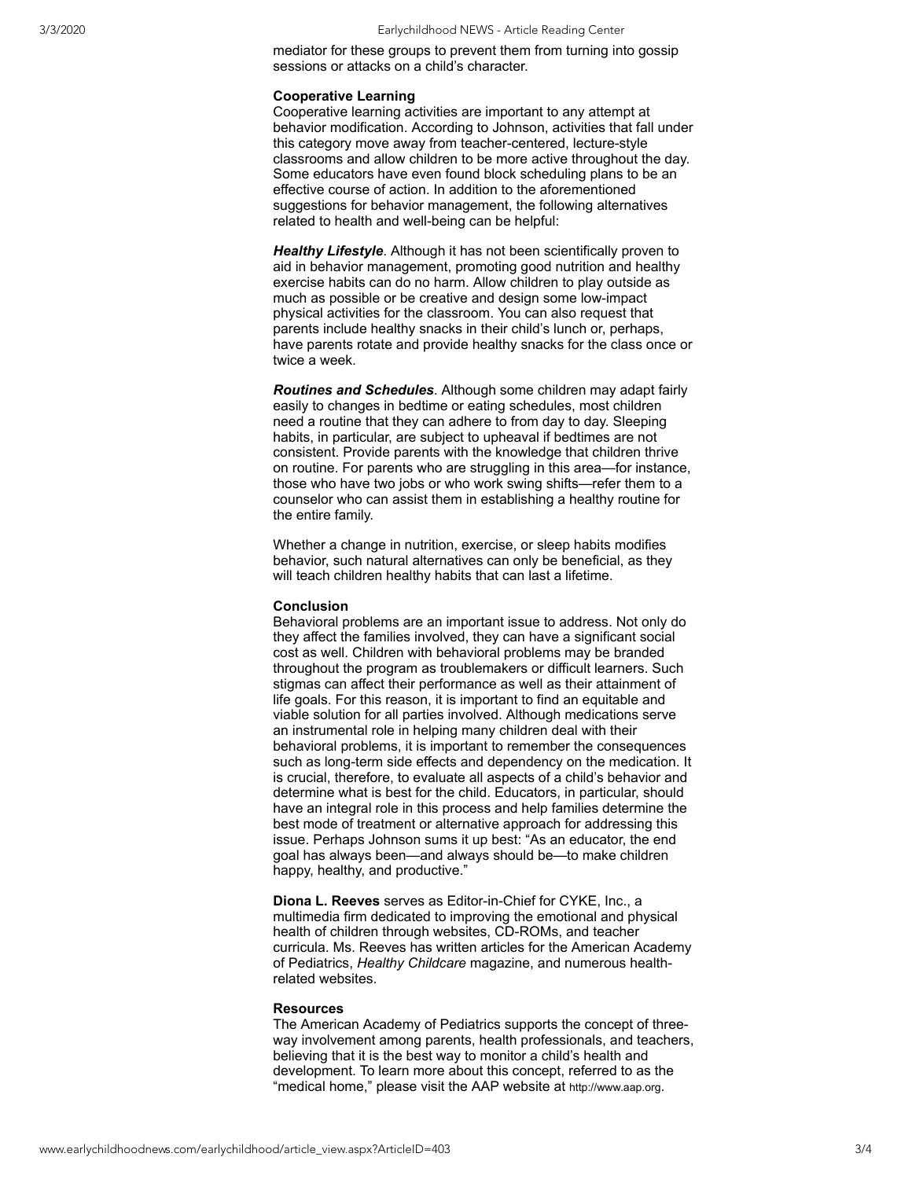mediator for these groups to prevent them from turning into gossip sessions or attacks on a child's character.

**Cooperative Learning**

Cooperative learning activities are important to any attempt at behavior modification. According to Johnson, activities that fall under this category move away from teacher-centered, lecture-style classrooms and allow children to be more active throughout the day. Some educators have even found block scheduling plans to be an effective course of action. In addition to the aforementioned suggestions for behavior management, the following alternatives related to health and well-being can be helpful:

***Healthy Lifestyle***. Although it has not been scientifically proven to aid in behavior management, promoting good nutrition and healthy exercise habits can do no harm. Allow children to play outside as much as possible or be creative and design some low-impact physical activities for the classroom. You can also request that parents include healthy snacks in their child's lunch or, perhaps, have parents rotate and provide healthy snacks for the class once or twice a week.

***Routines and Schedules***. Although some children may adapt fairly easily to changes in bedtime or eating schedules, most children need a routine that they can adhere to from day to day. Sleeping habits, in particular, are subject to upheaval if bedtimes are not consistent. Provide parents with the knowledge that children thrive on routine. For parents who are struggling in this area—for instance, those who have two jobs or who work swing shifts—refer them to a counselor who can assist them in establishing a healthy routine for the entire family.

Whether a change in nutrition, exercise, or sleep habits modifies behavior, such natural alternatives can only be beneficial, as they will teach children healthy habits that can last a lifetime.

**Conclusion**

Behavioral problems are an important issue to address. Not only do they affect the families involved, they can have a significant social cost as well. Children with behavioral problems may be branded throughout the program as troublemakers or difficult learners. Such stigmas can affect their performance as well as their attainment of life goals. For this reason, it is important to find an equitable and viable solution for all parties involved. Although medications serve an instrumental role in helping many children deal with their behavioral problems, it is important to remember the consequences such as long-term side effects and dependency on the medication. It is crucial, therefore, to evaluate all aspects of a child's behavior and determine what is best for the child. Educators, in particular, should have an integral role in this process and help families determine the best mode of treatment or alternative approach for addressing this issue. Perhaps Johnson sums it up best: "As an educator, the end goal has always been—and always should be—to make children happy, healthy, and productive."

**Diona L. Reeves** serves as Editor-in-Chief for CYKE, Inc., a multimedia firm dedicated to improving the emotional and physical health of children through websites, CD-ROMs, and teacher curricula. Ms. Reeves has written articles for the American Academy of Pediatrics, *Healthy Childcare* magazine, and numerous health-related websites.

**Resources**

The American Academy of Pediatrics supports the concept of three-way involvement among parents, health professionals, and teachers, believing that it is the best way to monitor a child's health and development. To learn more about this concept, referred to as the "medical home," please visit the AAP website at http://www.aap.org.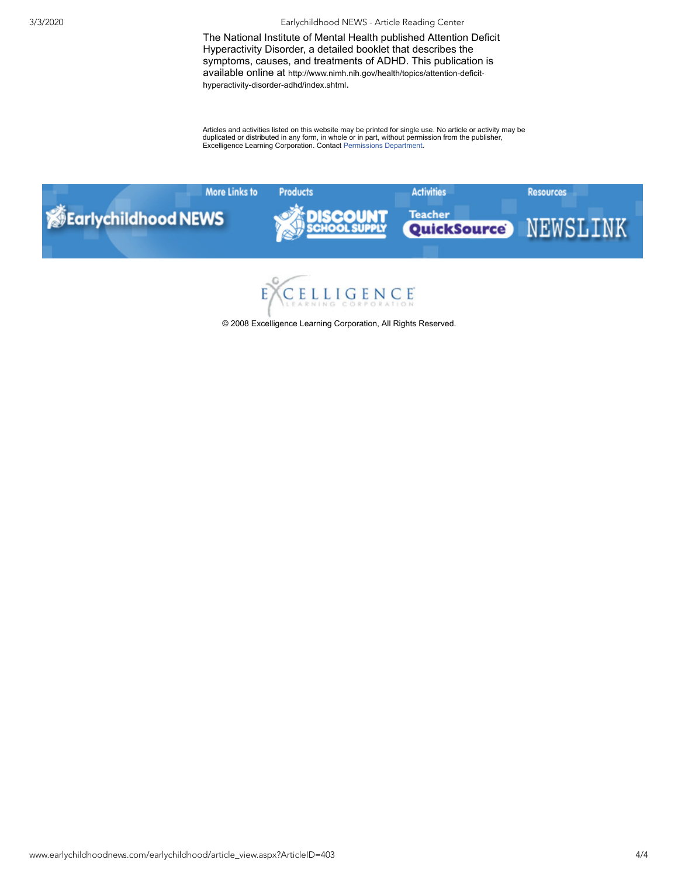The National Institute of Mental Health published Attention Deficit Hyperactivity Disorder, a detailed booklet that describes the symptoms, causes, and treatments of ADHD. This publication is available online at http://www.nimh.nih.gov/health/topics/attention-deficit-hyperactivity-disorder-adhd/index.shtml.

Articles and activities listed on this website may be printed for single use. No article or activity may be duplicated or distributed in any form, in whole or in part, without permission from the publisher, Excelligence Learning Corporation. Contact Permissions Department.

More Links to | Products | Activities | Resources

Earlychildhood NEWS | DISCOUNT SCHOOL SUPPLY | Teacher QuickSource | NEWSLINK

EXCELLIGENCE LEARNING CORPORATION

© 2008 Excelligence Learning Corporation, All Rights Reserved.